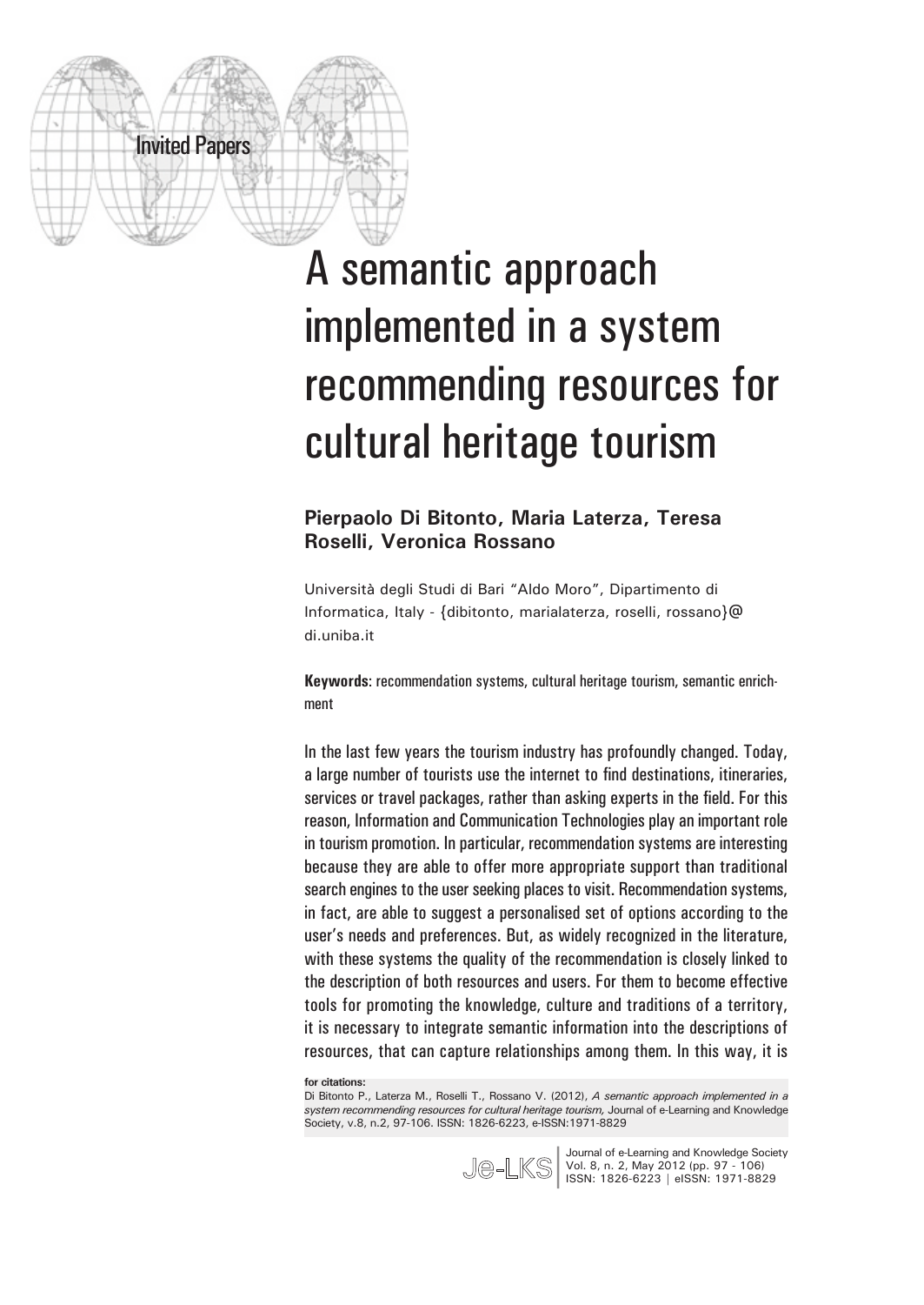Invited Papers

# A semantic approach implemented in a system recommending resources for cultural heritage tourism

**Pierpaolo Di Bitonto, Maria Laterza, Teresa Roselli, Veronica Rossano**

Università degli Studi di Bari "Aldo Moro", Dipartimento di Informatica, Italy - {dibitonto, marialaterza, roselli, rossano}@di.uniba.it

**Keywords**: recommendation systems, cultural heritage tourism, semantic enrichment

In the last few years the tourism industry has profoundly changed. Today, a large number of tourists use the internet to find destinations, itineraries, services or travel packages, rather than asking experts in the field. For this reason, Information and Communication Technologies play an important role in tourism promotion. In particular, recommendation systems are interesting because they are able to offer more appropriate support than traditional search engines to the user seeking places to visit. Recommendation systems, in fact, are able to suggest a personalised set of options according to the user's needs and preferences. But, as widely recognized in the literature, with these systems the quality of the recommendation is closely linked to the description of both resources and users. For them to become effective tools for promoting the knowledge, culture and traditions of a territory, it is necessary to integrate semantic information into the descriptions of resources, that can capture relationships among them. In this way, it is

**for citations:**
Di Bitonto P., Laterza M., Roselli T., Rossano V. (2012), *A semantic approach implemented in a system recommending resources for cultural heritage tourism,* Journal of e-Learning and Knowledge Society, v.8, n.2, 97-106. ISSN: 1826-6223, e-ISSN:1971-8829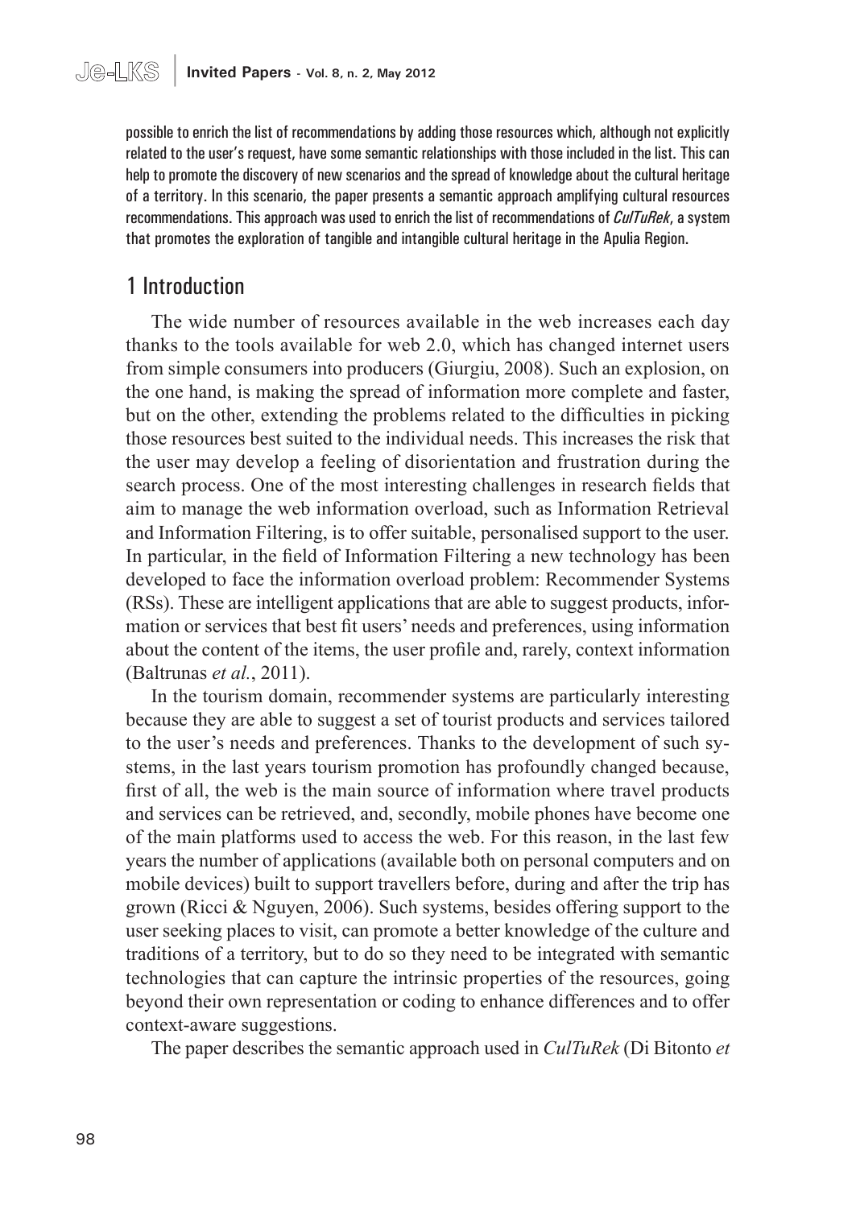possible to enrich the list of recommendations by adding those resources which, although not explicitly related to the user's request, have some semantic relationships with those included in the list. This can help to promote the discovery of new scenarios and the spread of knowledge about the cultural heritage of a territory. In this scenario, the paper presents a semantic approach amplifying cultural resources recommendations. This approach was used to enrich the list of recommendations of *CulTuRek*, a system that promotes the exploration of tangible and intangible cultural heritage in the Apulia Region.

## 1 Introduction

The wide number of resources available in the web increases each day thanks to the tools available for web 2.0, which has changed internet users from simple consumers into producers (Giurgiu, 2008). Such an explosion, on the one hand, is making the spread of information more complete and faster, but on the other, extending the problems related to the difficulties in picking those resources best suited to the individual needs. This increases the risk that the user may develop a feeling of disorientation and frustration during the search process. One of the most interesting challenges in research fields that aim to manage the web information overload, such as Information Retrieval and Information Filtering, is to offer suitable, personalised support to the user. In particular, in the field of Information Filtering a new technology has been developed to face the information overload problem: Recommender Systems (RSs). These are intelligent applications that are able to suggest products, information or services that best fit users' needs and preferences, using information about the content of the items, the user profile and, rarely, context information (Baltrunas *et al.*, 2011).

In the tourism domain, recommender systems are particularly interesting because they are able to suggest a set of tourist products and services tailored to the user's needs and preferences. Thanks to the development of such systems, in the last years tourism promotion has profoundly changed because, first of all, the web is the main source of information where travel products and services can be retrieved, and, secondly, mobile phones have become one of the main platforms used to access the web. For this reason, in the last few years the number of applications (available both on personal computers and on mobile devices) built to support travellers before, during and after the trip has grown (Ricci & Nguyen, 2006). Such systems, besides offering support to the user seeking places to visit, can promote a better knowledge of the culture and traditions of a territory, but to do so they need to be integrated with semantic technologies that can capture the intrinsic properties of the resources, going beyond their own representation or coding to enhance differences and to offer context-aware suggestions.

The paper describes the semantic approach used in *CulTuRek* (Di Bitonto *et*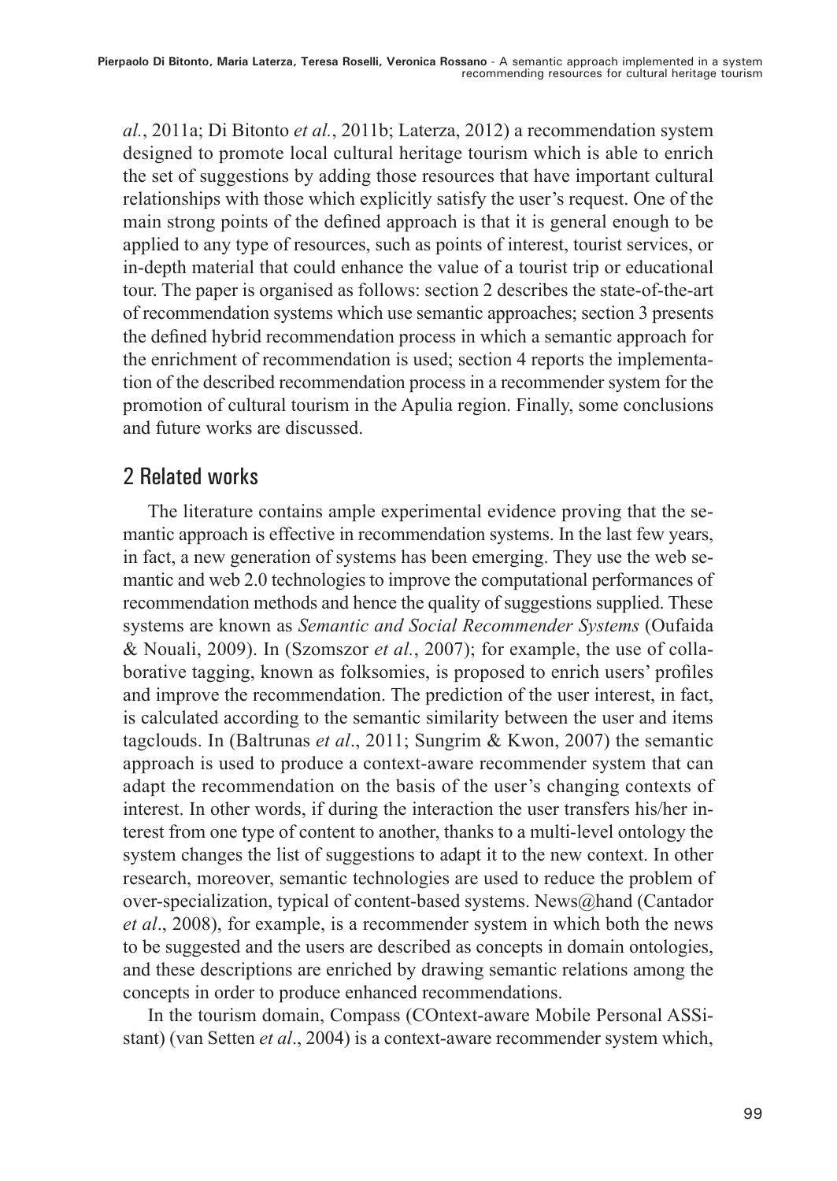*al.*, 2011a; Di Bitonto *et al.*, 2011b; Laterza, 2012) a recommendation system designed to promote local cultural heritage tourism which is able to enrich the set of suggestions by adding those resources that have important cultural relationships with those which explicitly satisfy the user's request. One of the main strong points of the defined approach is that it is general enough to be applied to any type of resources, such as points of interest, tourist services, or in-depth material that could enhance the value of a tourist trip or educational tour. The paper is organised as follows: section 2 describes the state-of-the-art of recommendation systems which use semantic approaches; section 3 presents the defined hybrid recommendation process in which a semantic approach for the enrichment of recommendation is used; section 4 reports the implementation of the described recommendation process in a recommender system for the promotion of cultural tourism in the Apulia region. Finally, some conclusions and future works are discussed.

## 2 Related works

The literature contains ample experimental evidence proving that the semantic approach is effective in recommendation systems. In the last few years, in fact, a new generation of systems has been emerging. They use the web semantic and web 2.0 technologies to improve the computational performances of recommendation methods and hence the quality of suggestions supplied. These systems are known as *Semantic and Social Recommender Systems* (Oufaida & Nouali, 2009). In (Szomszor *et al.*, 2007); for example, the use of collaborative tagging, known as folksomies, is proposed to enrich users' profiles and improve the recommendation. The prediction of the user interest, in fact, is calculated according to the semantic similarity between the user and items tagclouds. In (Baltrunas *et al*., 2011; Sungrim & Kwon, 2007) the semantic approach is used to produce a context-aware recommender system that can adapt the recommendation on the basis of the user's changing contexts of interest. In other words, if during the interaction the user transfers his/her interest from one type of content to another, thanks to a multi-level ontology the system changes the list of suggestions to adapt it to the new context. In other research, moreover, semantic technologies are used to reduce the problem of over-specialization, typical of content-based systems. News@hand (Cantador *et al*., 2008), for example, is a recommender system in which both the news to be suggested and the users are described as concepts in domain ontologies, and these descriptions are enriched by drawing semantic relations among the concepts in order to produce enhanced recommendations.

In the tourism domain, Compass (COntext-aware Mobile Personal ASSistant) (van Setten *et al*., 2004) is a context-aware recommender system which,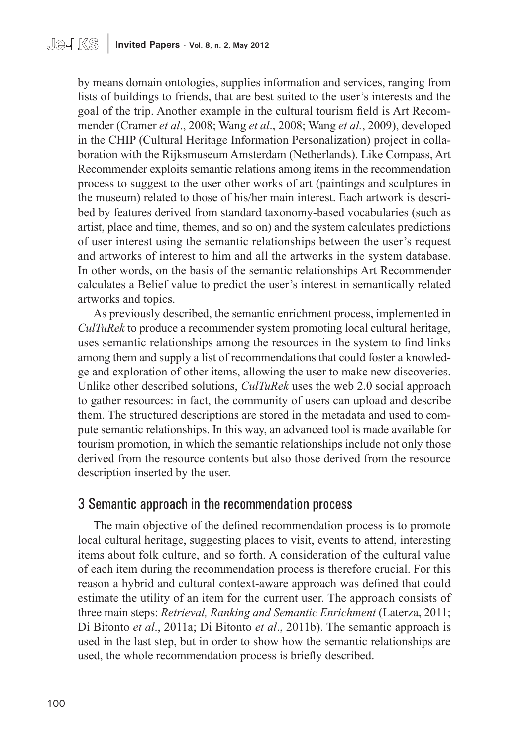by means domain ontologies, supplies information and services, ranging from lists of buildings to friends, that are best suited to the user's interests and the goal of the trip. Another example in the cultural tourism field is Art Recommender (Cramer *et al*., 2008; Wang *et al*., 2008; Wang *et al.*, 2009), developed in the CHIP (Cultural Heritage Information Personalization) project in collaboration with the Rijksmuseum Amsterdam (Netherlands). Like Compass, Art Recommender exploits semantic relations among items in the recommendation process to suggest to the user other works of art (paintings and sculptures in the museum) related to those of his/her main interest. Each artwork is described by features derived from standard taxonomy-based vocabularies (such as artist, place and time, themes, and so on) and the system calculates predictions of user interest using the semantic relationships between the user's request and artworks of interest to him and all the artworks in the system database. In other words, on the basis of the semantic relationships Art Recommender calculates a Belief value to predict the user's interest in semantically related artworks and topics.

As previously described, the semantic enrichment process, implemented in *CulTuRek* to produce a recommender system promoting local cultural heritage, uses semantic relationships among the resources in the system to find links among them and supply a list of recommendations that could foster a knowledge and exploration of other items, allowing the user to make new discoveries. Unlike other described solutions, *CulTuRek* uses the web 2.0 social approach to gather resources: in fact, the community of users can upload and describe them. The structured descriptions are stored in the metadata and used to compute semantic relationships. In this way, an advanced tool is made available for tourism promotion, in which the semantic relationships include not only those derived from the resource contents but also those derived from the resource description inserted by the user.

## 3 Semantic approach in the recommendation process

The main objective of the defined recommendation process is to promote local cultural heritage, suggesting places to visit, events to attend, interesting items about folk culture, and so forth. A consideration of the cultural value of each item during the recommendation process is therefore crucial. For this reason a hybrid and cultural context-aware approach was defined that could estimate the utility of an item for the current user. The approach consists of three main steps: *Retrieval, Ranking and Semantic Enrichment* (Laterza, 2011; Di Bitonto *et al*., 2011a; Di Bitonto *et al*., 2011b). The semantic approach is used in the last step, but in order to show how the semantic relationships are used, the whole recommendation process is briefly described.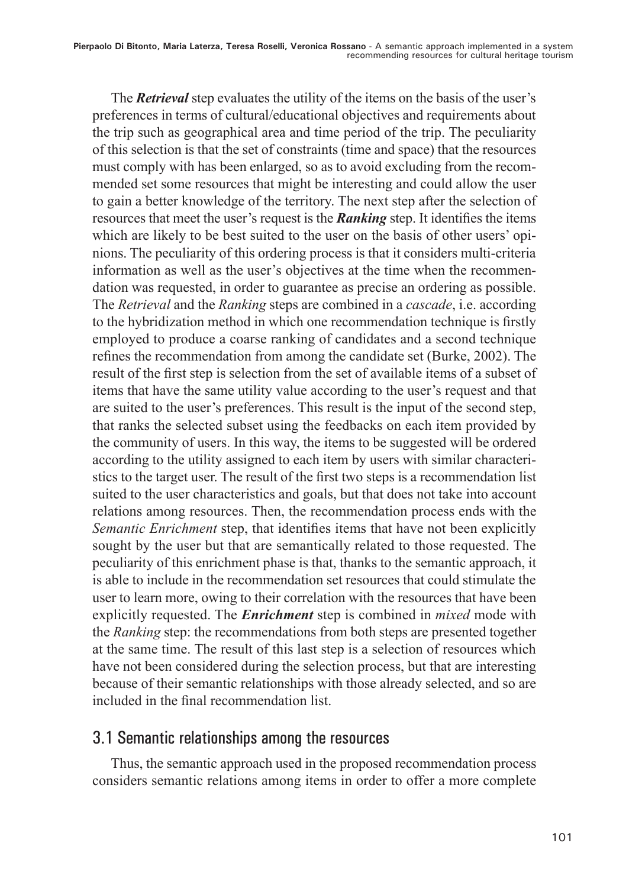The ***Retrieval*** step evaluates the utility of the items on the basis of the user's preferences in terms of cultural/educational objectives and requirements about the trip such as geographical area and time period of the trip. The peculiarity of this selection is that the set of constraints (time and space) that the resources must comply with has been enlarged, so as to avoid excluding from the recommended set some resources that might be interesting and could allow the user to gain a better knowledge of the territory. The next step after the selection of resources that meet the user's request is the ***Ranking*** step. It identifies the items which are likely to be best suited to the user on the basis of other users' opinions. The peculiarity of this ordering process is that it considers multi-criteria information as well as the user's objectives at the time when the recommendation was requested, in order to guarantee as precise an ordering as possible. The *Retrieval* and the *Ranking* steps are combined in a *cascade*, i.e. according to the hybridization method in which one recommendation technique is firstly employed to produce a coarse ranking of candidates and a second technique refines the recommendation from among the candidate set (Burke, 2002). The result of the first step is selection from the set of available items of a subset of items that have the same utility value according to the user's request and that are suited to the user's preferences. This result is the input of the second step, that ranks the selected subset using the feedbacks on each item provided by the community of users. In this way, the items to be suggested will be ordered according to the utility assigned to each item by users with similar characteristics to the target user. The result of the first two steps is a recommendation list suited to the user characteristics and goals, but that does not take into account relations among resources. Then, the recommendation process ends with the *Semantic Enrichment* step, that identifies items that have not been explicitly sought by the user but that are semantically related to those requested. The peculiarity of this enrichment phase is that, thanks to the semantic approach, it is able to include in the recommendation set resources that could stimulate the user to learn more, owing to their correlation with the resources that have been explicitly requested. The ***Enrichment*** step is combined in *mixed* mode with the *Ranking* step: the recommendations from both steps are presented together at the same time. The result of this last step is a selection of resources which have not been considered during the selection process, but that are interesting because of their semantic relationships with those already selected, and so are included in the final recommendation list.

## 3.1 Semantic relationships among the resources

Thus, the semantic approach used in the proposed recommendation process considers semantic relations among items in order to offer a more complete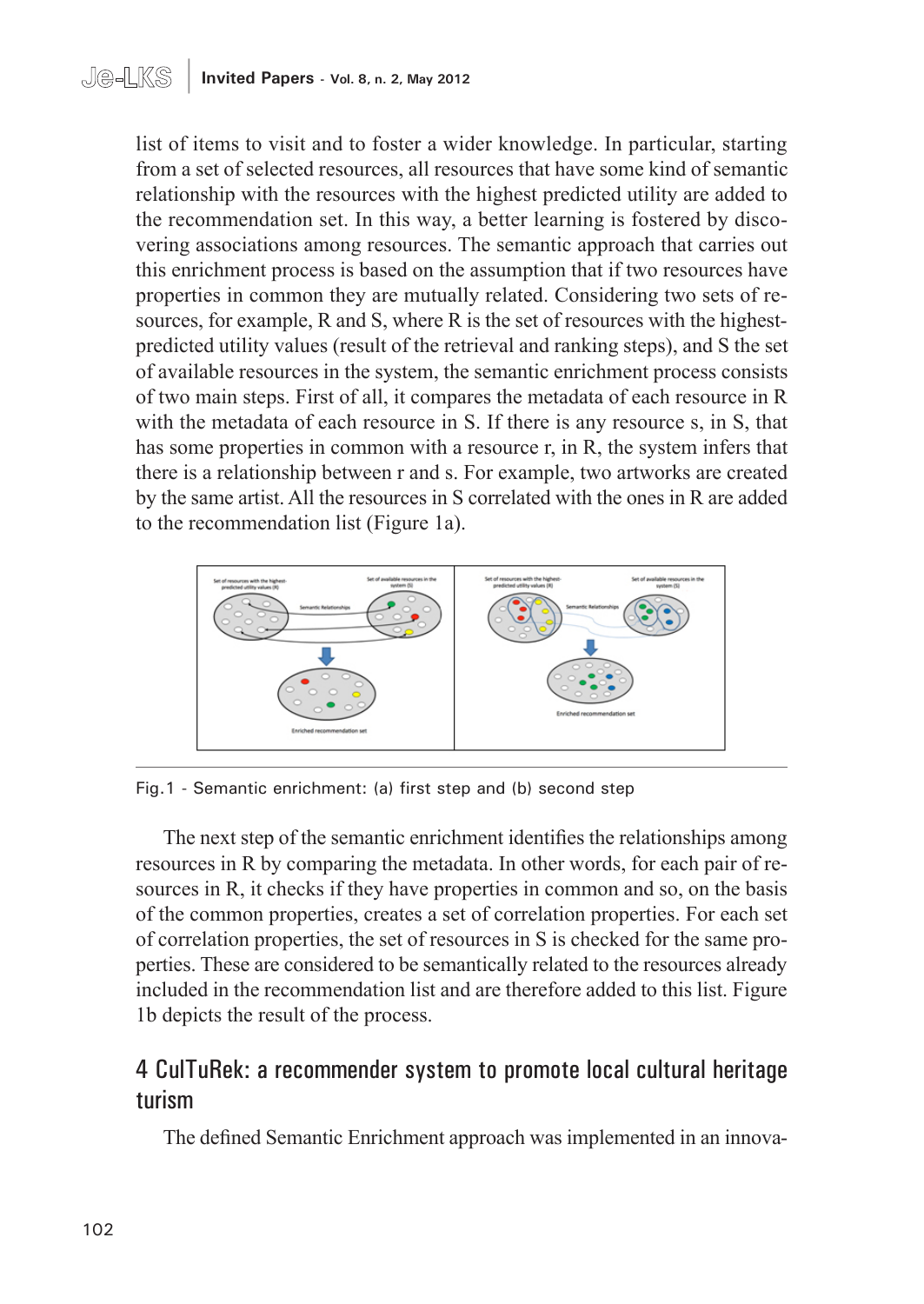list of items to visit and to foster a wider knowledge. In particular, starting from a set of selected resources, all resources that have some kind of semantic relationship with the resources with the highest predicted utility are added to the recommendation set. In this way, a better learning is fostered by discovering associations among resources. The semantic approach that carries out this enrichment process is based on the assumption that if two resources have properties in common they are mutually related. Considering two sets of resources, for example, R and S, where R is the set of resources with the highest-predicted utility values (result of the retrieval and ranking steps), and S the set of available resources in the system, the semantic enrichment process consists of two main steps. First of all, it compares the metadata of each resource in R with the metadata of each resource in S. If there is any resource s, in S, that has some properties in common with a resource r, in R, the system infers that there is a relationship between r and s. For example, two artworks are created by the same artist. All the resources in S correlated with the ones in R are added to the recommendation list (Figure 1a).

Fig.1 - Semantic enrichment: (a) first step and (b) second step

The next step of the semantic enrichment identifies the relationships among resources in R by comparing the metadata. In other words, for each pair of resources in R, it checks if they have properties in common and so, on the basis of the common properties, creates a set of correlation properties. For each set of correlation properties, the set of resources in S is checked for the same properties. These are considered to be semantically related to the resources already included in the recommendation list and are therefore added to this list. Figure 1b depicts the result of the process.

## 4 CulTuRek: a recommender system to promote local cultural heritage turism

The defined Semantic Enrichment approach was implemented in an innova-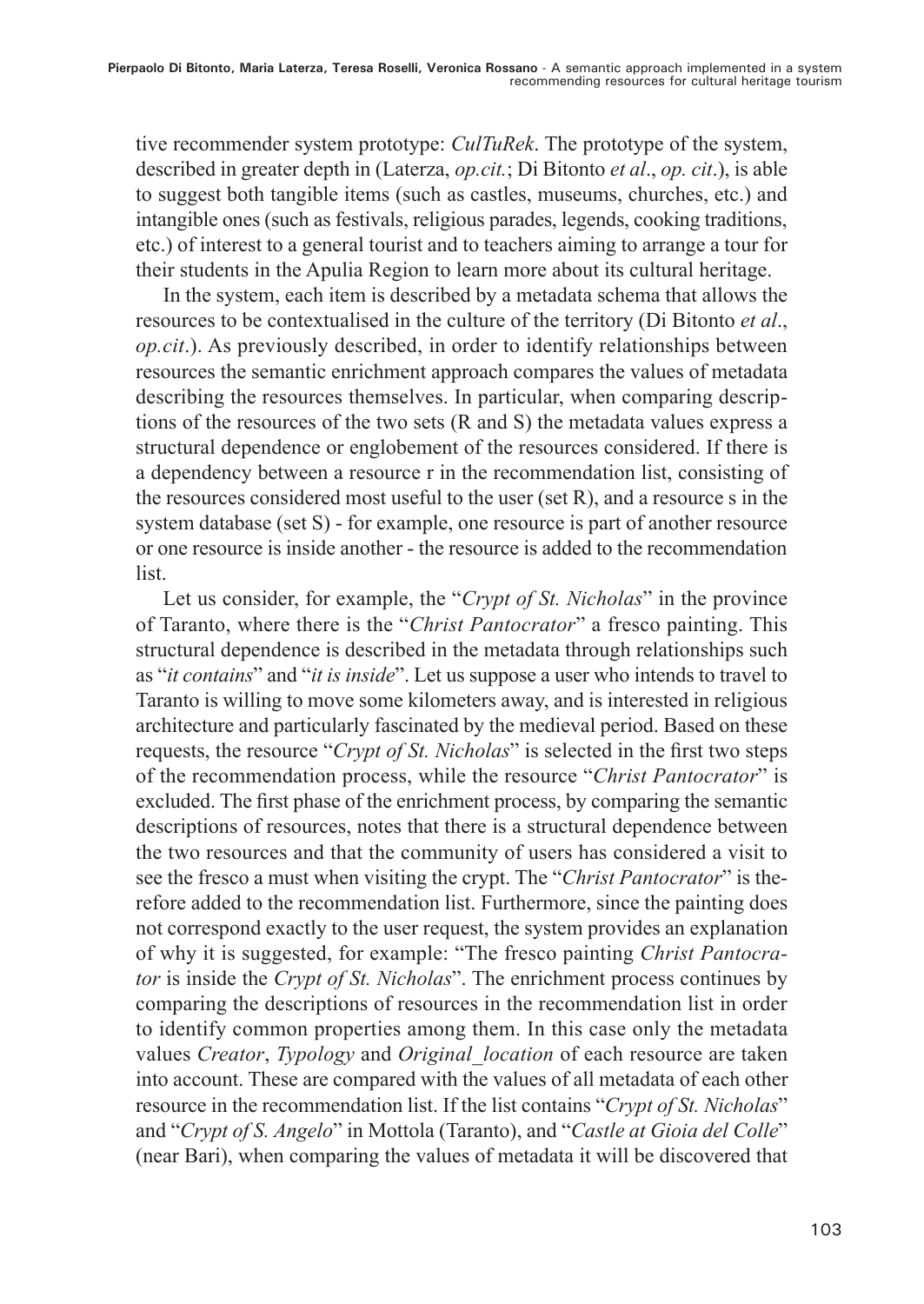tive recommender system prototype: *CulTuRek*. The prototype of the system, described in greater depth in (Laterza, *op.cit.*; Di Bitonto *et al*., *op. cit*.), is able to suggest both tangible items (such as castles, museums, churches, etc.) and intangible ones (such as festivals, religious parades, legends, cooking traditions, etc.) of interest to a general tourist and to teachers aiming to arrange a tour for their students in the Apulia Region to learn more about its cultural heritage.

In the system, each item is described by a metadata schema that allows the resources to be contextualised in the culture of the territory (Di Bitonto *et al*., *op.cit*.). As previously described, in order to identify relationships between resources the semantic enrichment approach compares the values of metadata describing the resources themselves. In particular, when comparing descriptions of the resources of the two sets (R and S) the metadata values express a structural dependence or englobement of the resources considered. If there is a dependency between a resource r in the recommendation list, consisting of the resources considered most useful to the user (set R), and a resource s in the system database (set S) - for example, one resource is part of another resource or one resource is inside another - the resource is added to the recommendation list.

Let us consider, for example, the "*Crypt of St. Nicholas*" in the province of Taranto, where there is the "*Christ Pantocrator*" a fresco painting. This structural dependence is described in the metadata through relationships such as "*it contains*" and "*it is inside*". Let us suppose a user who intends to travel to Taranto is willing to move some kilometers away, and is interested in religious architecture and particularly fascinated by the medieval period. Based on these requests, the resource "*Crypt of St. Nicholas*" is selected in the first two steps of the recommendation process, while the resource "*Christ Pantocrator*" is excluded. The first phase of the enrichment process, by comparing the semantic descriptions of resources, notes that there is a structural dependence between the two resources and that the community of users has considered a visit to see the fresco a must when visiting the crypt. The "*Christ Pantocrator*" is therefore added to the recommendation list. Furthermore, since the painting does not correspond exactly to the user request, the system provides an explanation of why it is suggested, for example: "The fresco painting *Christ Pantocrator* is inside the *Crypt of St. Nicholas*". The enrichment process continues by comparing the descriptions of resources in the recommendation list in order to identify common properties among them. In this case only the metadata values *Creator*, *Typology* and *Original_location* of each resource are taken into account. These are compared with the values of all metadata of each other resource in the recommendation list. If the list contains "*Crypt of St. Nicholas*" and "*Crypt of S. Angelo*" in Mottola (Taranto), and "*Castle at Gioia del Colle*" (near Bari), when comparing the values of metadata it will be discovered that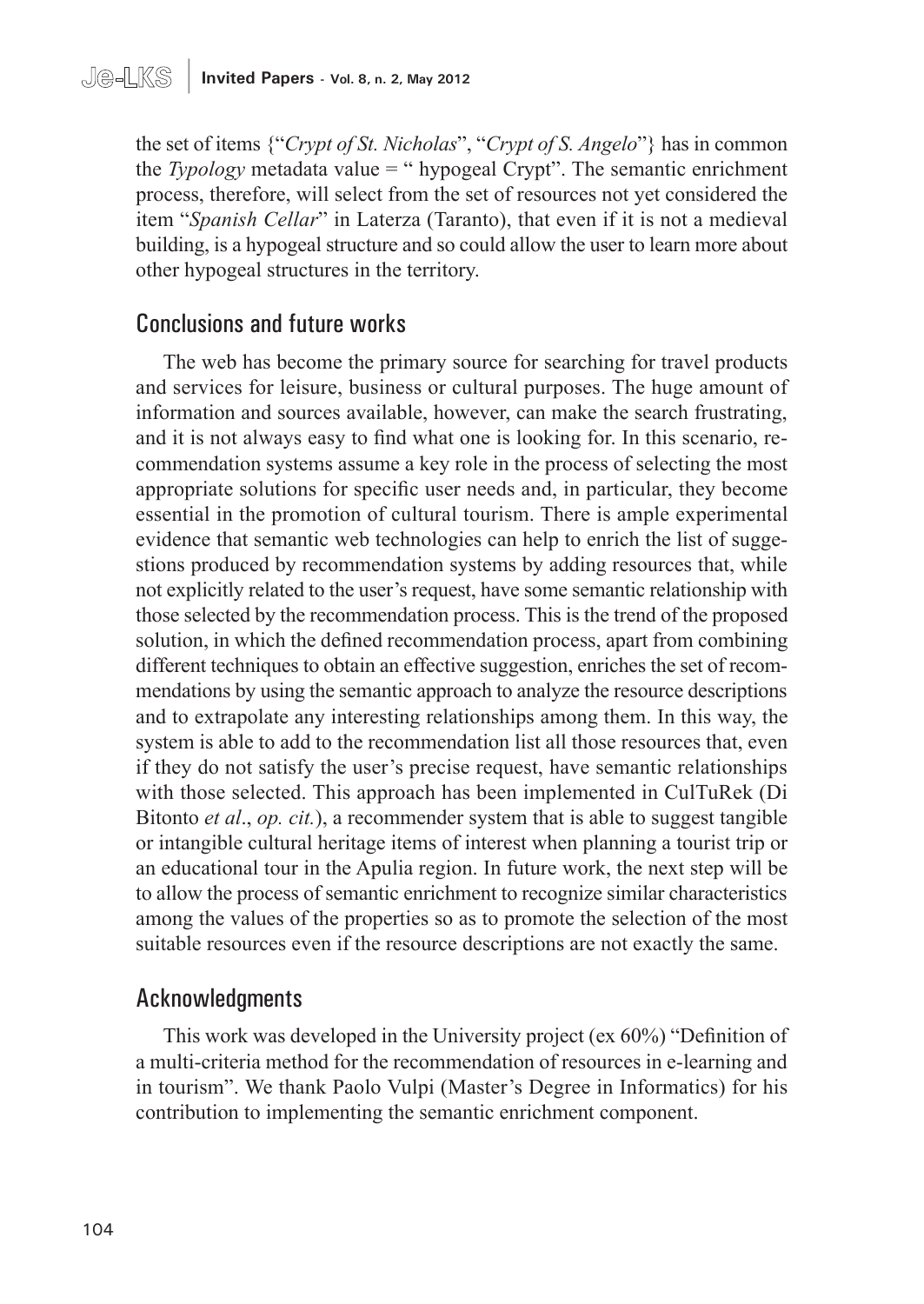the set of items {"*Crypt of St. Nicholas*", "*Crypt of S. Angelo*"} has in common the *Typology* metadata value = " hypogeal Crypt". The semantic enrichment process, therefore, will select from the set of resources not yet considered the item "*Spanish Cellar*" in Laterza (Taranto), that even if it is not a medieval building, is a hypogeal structure and so could allow the user to learn more about other hypogeal structures in the territory.

## Conclusions and future works

The web has become the primary source for searching for travel products and services for leisure, business or cultural purposes. The huge amount of information and sources available, however, can make the search frustrating, and it is not always easy to find what one is looking for. In this scenario, recommendation systems assume a key role in the process of selecting the most appropriate solutions for specific user needs and, in particular, they become essential in the promotion of cultural tourism. There is ample experimental evidence that semantic web technologies can help to enrich the list of suggestions produced by recommendation systems by adding resources that, while not explicitly related to the user's request, have some semantic relationship with those selected by the recommendation process. This is the trend of the proposed solution, in which the defined recommendation process, apart from combining different techniques to obtain an effective suggestion, enriches the set of recommendations by using the semantic approach to analyze the resource descriptions and to extrapolate any interesting relationships among them. In this way, the system is able to add to the recommendation list all those resources that, even if they do not satisfy the user's precise request, have semantic relationships with those selected. This approach has been implemented in CulTuRek (Di Bitonto *et al*., *op. cit.*), a recommender system that is able to suggest tangible or intangible cultural heritage items of interest when planning a tourist trip or an educational tour in the Apulia region. In future work, the next step will be to allow the process of semantic enrichment to recognize similar characteristics among the values of the properties so as to promote the selection of the most suitable resources even if the resource descriptions are not exactly the same.

## Acknowledgments

This work was developed in the University project (ex 60%) "Definition of a multi-criteria method for the recommendation of resources in e-learning and in tourism". We thank Paolo Vulpi (Master's Degree in Informatics) for his contribution to implementing the semantic enrichment component.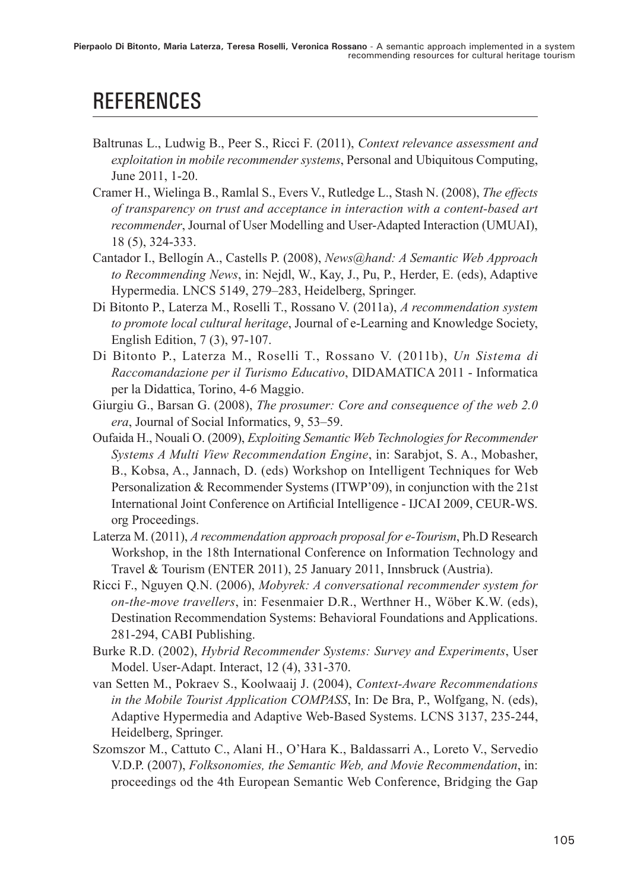# REFERENCES

Baltrunas L., Ludwig B., Peer S., Ricci F. (2011), *Context relevance assessment and exploitation in mobile recommender systems*, Personal and Ubiquitous Computing, June 2011, 1-20.

Cramer H., Wielinga B., Ramlal S., Evers V., Rutledge L., Stash N. (2008), *The effects of transparency on trust and acceptance in interaction with a content-based art recommender*, Journal of User Modelling and User-Adapted Interaction (UMUAI), 18 (5), 324-333.

Cantador I., Bellogín A., Castells P. (2008), *News@hand: A Semantic Web Approach to Recommending News*, in: Nejdl, W., Kay, J., Pu, P., Herder, E. (eds), Adaptive Hypermedia. LNCS 5149, 279–283, Heidelberg, Springer.

Di Bitonto P., Laterza M., Roselli T., Rossano V. (2011a), *A recommendation system to promote local cultural heritage*, Journal of e-Learning and Knowledge Society, English Edition, 7 (3), 97-107.

Di Bitonto P., Laterza M., Roselli T., Rossano V. (2011b), *Un Sistema di Raccomandazione per il Turismo Educativo*, DIDAMATICA 2011 - Informatica per la Didattica, Torino, 4-6 Maggio.

Giurgiu G., Barsan G. (2008), *The prosumer: Core and consequence of the web 2.0 era*, Journal of Social Informatics, 9, 53–59.

Oufaida H., Nouali O. (2009), *Exploiting Semantic Web Technologies for Recommender Systems A Multi View Recommendation Engine*, in: Sarabjot, S. A., Mobasher, B., Kobsa, A., Jannach, D. (eds) Workshop on Intelligent Techniques for Web Personalization & Recommender Systems (ITWP'09), in conjunction with the 21st International Joint Conference on Artificial Intelligence - IJCAI 2009, CEUR-WS. org Proceedings.

Laterza M. (2011), *A recommendation approach proposal for e-Tourism*, Ph.D Research Workshop, in the 18th International Conference on Information Technology and Travel & Tourism (ENTER 2011), 25 January 2011, Innsbruck (Austria).

Ricci F., Nguyen Q.N. (2006), *Mobyrek: A conversational recommender system for on-the-move travellers*, in: Fesenmaier D.R., Werthner H., Wöber K.W. (eds), Destination Recommendation Systems: Behavioral Foundations and Applications. 281-294, CABI Publishing.

Burke R.D. (2002), *Hybrid Recommender Systems: Survey and Experiments*, User Model. User-Adapt. Interact, 12 (4), 331-370.

van Setten M., Pokraev S., Koolwaaij J. (2004), *Context-Aware Recommendations in the Mobile Tourist Application COMPASS*, In: De Bra, P., Wolfgang, N. (eds), Adaptive Hypermedia and Adaptive Web-Based Systems. LCNS 3137, 235-244, Heidelberg, Springer.

Szomszor M., Cattuto C., Alani H., O'Hara K., Baldassarri A., Loreto V., Servedio V.D.P. (2007), *Folksonomies, the Semantic Web, and Movie Recommendation*, in: proceedings od the 4th European Semantic Web Conference, Bridging the Gap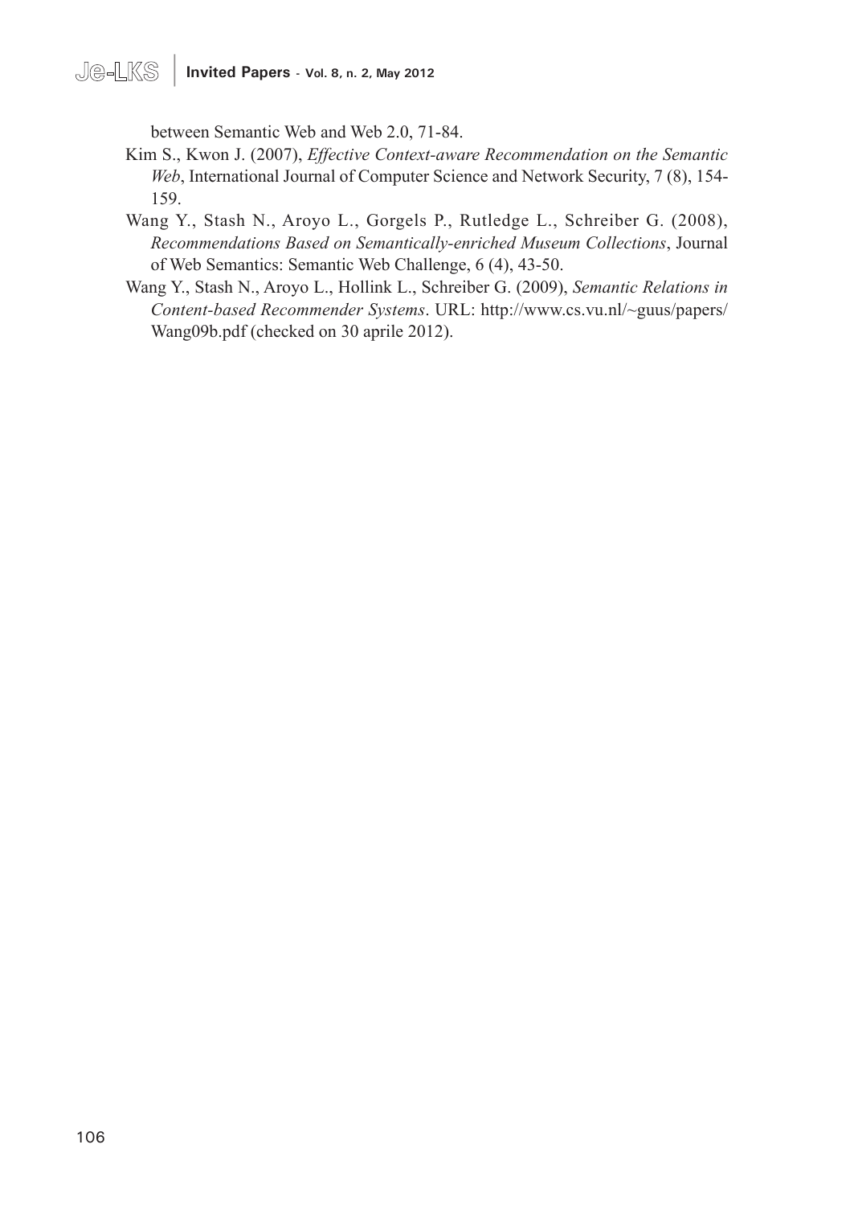between Semantic Web and Web 2.0, 71-84.

Kim S., Kwon J. (2007), *Effective Context-aware Recommendation on the Semantic Web*, International Journal of Computer Science and Network Security, 7 (8), 154-159.

Wang Y., Stash N., Aroyo L., Gorgels P., Rutledge L., Schreiber G. (2008), *Recommendations Based on Semantically-enriched Museum Collections*, Journal of Web Semantics: Semantic Web Challenge, 6 (4), 43-50.

Wang Y., Stash N., Aroyo L., Hollink L., Schreiber G. (2009), *Semantic Relations in Content-based Recommender Systems*. URL: http://www.cs.vu.nl/~guus/papers/Wang09b.pdf (checked on 30 aprile 2012).